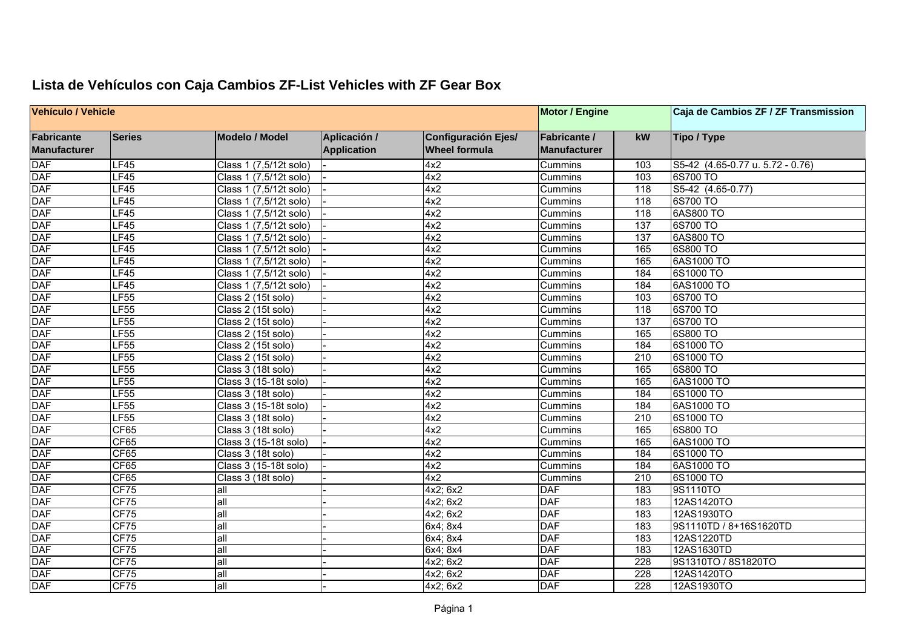## Lista de Vehículos con Caja Cambios ZF-List Vehicles with ZF Gear Box

| Vehículo / Vehicle | | | | | Motor / Engine | | Caja de Cambios ZF / ZF Transmission |
|---|---|---|---|---|---|---|---|
| Fabricante Manufacturer | Series | Modelo / Model | Aplicación / Application | Configuración Ejes/ Wheel formula | Fabricante / Manufacturer | kW | Tipo / Type |
| DAF | LF45 | Class 1 (7,5/12t solo) | - | 4x2 | Cummins | 103 | S5-42 (4.65-0.77 u. 5.72 - 0.76) |
| DAF | LF45 | Class 1 (7,5/12t solo) | - | 4x2 | Cummins | 103 | 6S700 TO |
| DAF | LF45 | Class 1 (7,5/12t solo) | - | 4x2 | Cummins | 118 | S5-42 (4.65-0.77) |
| DAF | LF45 | Class 1 (7,5/12t solo) | - | 4x2 | Cummins | 118 | 6S700 TO |
| DAF | LF45 | Class 1 (7,5/12t solo) | - | 4x2 | Cummins | 118 | 6AS800 TO |
| DAF | LF45 | Class 1 (7,5/12t solo) | - | 4x2 | Cummins | 137 | 6S700 TO |
| DAF | LF45 | Class 1 (7,5/12t solo) | - | 4x2 | Cummins | 137 | 6AS800 TO |
| DAF | LF45 | Class 1 (7,5/12t solo) | - | 4x2 | Cummins | 165 | 6S800 TO |
| DAF | LF45 | Class 1 (7,5/12t solo) | - | 4x2 | Cummins | 165 | 6AS1000 TO |
| DAF | LF45 | Class 1 (7,5/12t solo) | - | 4x2 | Cummins | 184 | 6S1000 TO |
| DAF | LF45 | Class 1 (7,5/12t solo) | - | 4x2 | Cummins | 184 | 6AS1000 TO |
| DAF | LF55 | Class 2 (15t solo) | - | 4x2 | Cummins | 103 | 6S700 TO |
| DAF | LF55 | Class 2 (15t solo) | - | 4x2 | Cummins | 118 | 6S700 TO |
| DAF | LF55 | Class 2 (15t solo) | - | 4x2 | Cummins | 137 | 6S700 TO |
| DAF | LF55 | Class 2 (15t solo) | - | 4x2 | Cummins | 165 | 6S800 TO |
| DAF | LF55 | Class 2 (15t solo) | - | 4x2 | Cummins | 184 | 6S1000 TO |
| DAF | LF55 | Class 2 (15t solo) | - | 4x2 | Cummins | 210 | 6S1000 TO |
| DAF | LF55 | Class 3 (18t solo) | - | 4x2 | Cummins | 165 | 6S800 TO |
| DAF | LF55 | Class 3 (15-18t solo) | - | 4x2 | Cummins | 165 | 6AS1000 TO |
| DAF | LF55 | Class 3 (18t solo) | - | 4x2 | Cummins | 184 | 6S1000 TO |
| DAF | LF55 | Class 3 (15-18t solo) | - | 4x2 | Cummins | 184 | 6AS1000 TO |
| DAF | LF55 | Class 3 (18t solo) | - | 4x2 | Cummins | 210 | 6S1000 TO |
| DAF | CF65 | Class 3 (18t solo) | - | 4x2 | Cummins | 165 | 6S800 TO |
| DAF | CF65 | Class 3 (15-18t solo) | - | 4x2 | Cummins | 165 | 6AS1000 TO |
| DAF | CF65 | Class 3 (18t solo) | - | 4x2 | Cummins | 184 | 6S1000 TO |
| DAF | CF65 | Class 3 (15-18t solo) | - | 4x2 | Cummins | 184 | 6AS1000 TO |
| DAF | CF65 | Class 3 (18t solo) | - | 4x2 | Cummins | 210 | 6S1000 TO |
| DAF | CF75 | all | - | 4x2; 6x2 | DAF | 183 | 9S1110TO |
| DAF | CF75 | all | - | 4x2; 6x2 | DAF | 183 | 12AS1420TO |
| DAF | CF75 | all | - | 4x2; 6x2 | DAF | 183 | 12AS1930TO |
| DAF | CF75 | all | - | 6x4; 8x4 | DAF | 183 | 9S1110TD / 8+16S1620TD |
| DAF | CF75 | all | - | 6x4; 8x4 | DAF | 183 | 12AS1220TD |
| DAF | CF75 | all | - | 6x4; 8x4 | DAF | 183 | 12AS1630TD |
| DAF | CF75 | all | - | 4x2; 6x2 | DAF | 228 | 9S1310TO / 8S1820TO |
| DAF | CF75 | all | - | 4x2; 6x2 | DAF | 228 | 12AS1420TO |
| DAF | CF75 | all | - | 4x2; 6x2 | DAF | 228 | 12AS1930TO |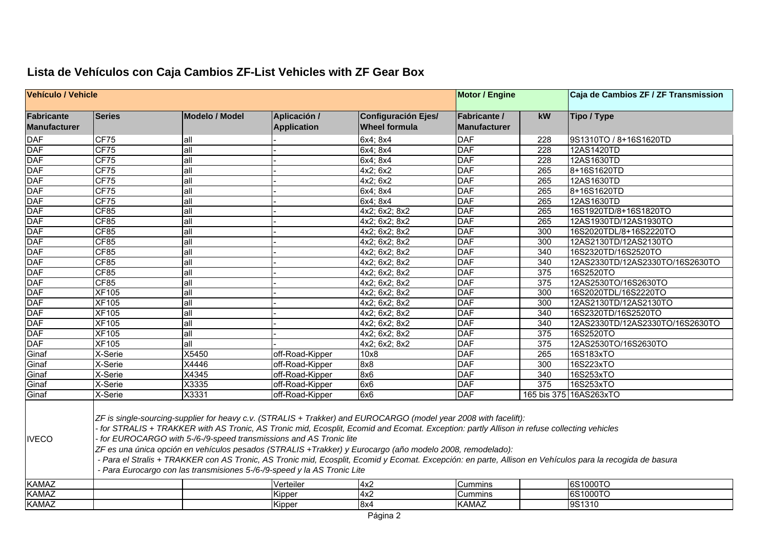## Lista de Vehículos con Caja Cambios ZF-List Vehicles with ZF Gear Box

| Vehículo / Vehicle | | | | | Motor / Engine | | Caja de Cambios ZF / ZF Transmission |
|---|---|---|---|---|---|---|---|
| Fabricante Manufacturer | Series | Modelo / Model | Aplicación / Application | Configuración Ejes/ Wheel formula | Fabricante / Manufacturer | kW | Tipo / Type |
| DAF | CF75 | all | - | 6x4; 8x4 | DAF | 228 | 9S1310TO / 8+16S1620TD |
| DAF | CF75 | all | - | 6x4; 8x4 | DAF | 228 | 12AS1420TD |
| DAF | CF75 | all | - | 6x4; 8x4 | DAF | 228 | 12AS1630TD |
| DAF | CF75 | all | - | 4x2; 6x2 | DAF | 265 | 8+16S1620TD |
| DAF | CF75 | all | - | 4x2; 6x2 | DAF | 265 | 12AS1630TD |
| DAF | CF75 | all | - | 6x4; 8x4 | DAF | 265 | 8+16S1620TD |
| DAF | CF75 | all | - | 6x4; 8x4 | DAF | 265 | 12AS1630TD |
| DAF | CF85 | all | - | 4x2; 6x2; 8x2 | DAF | 265 | 16S1920TD/8+16S1820TO |
| DAF | CF85 | all | - | 4x2; 6x2; 8x2 | DAF | 265 | 12AS1930TD/12AS1930TO |
| DAF | CF85 | all | - | 4x2; 6x2; 8x2 | DAF | 300 | 16S2020TDL/8+16S2220TO |
| DAF | CF85 | all | - | 4x2; 6x2; 8x2 | DAF | 300 | 12AS2130TD/12AS2130TO |
| DAF | CF85 | all | - | 4x2; 6x2; 8x2 | DAF | 340 | 16S2320TD/16S2520TO |
| DAF | CF85 | all | - | 4x2; 6x2; 8x2 | DAF | 340 | 12AS2330TD/12AS2330TO/16S2630TO |
| DAF | CF85 | all | - | 4x2; 6x2; 8x2 | DAF | 375 | 16S2520TO |
| DAF | CF85 | all | - | 4x2; 6x2; 8x2 | DAF | 375 | 12AS2530TO/16S2630TO |
| DAF | XF105 | all | - | 4x2; 6x2; 8x2 | DAF | 300 | 16S2020TDL/16S2220TO |
| DAF | XF105 | all | - | 4x2; 6x2; 8x2 | DAF | 300 | 12AS2130TD/12AS2130TO |
| DAF | XF105 | all | - | 4x2; 6x2; 8x2 | DAF | 340 | 16S2320TD/16S2520TO |
| DAF | XF105 | all | - | 4x2; 6x2; 8x2 | DAF | 340 | 12AS2330TD/12AS2330TO/16S2630TO |
| DAF | XF105 | all | - | 4x2; 6x2; 8x2 | DAF | 375 | 16S2520TO |
| DAF | XF105 | all | - | 4x2; 6x2; 8x2 | DAF | 375 | 12AS2530TO/16S2630TO |
| Ginaf | X-Serie | X5450 | off-Road-Kipper | 10x8 | DAF | 265 | 16S183xTO |
| Ginaf | X-Serie | X4446 | off-Road-Kipper | 8x8 | DAF | 300 | 16S223xTO |
| Ginaf | X-Serie | X4345 | off-Road-Kipper | 8x6 | DAF | 340 | 16S253xTO |
| Ginaf | X-Serie | X3335 | off-Road-Kipper | 6x6 | DAF | 375 | 16S253xTO |
| Ginaf | X-Serie | X3331 | off-Road-Kipper | 6x6 | DAF | 165 bis 375 | 16AS263xTO |
| IVECO | *ZF is single-sourcing-supplier for heavy c.v. (STRALIS + Trakker) and EUROCARGO (model year 2008 with facelift):<br>- for STRALIS + TRAKKER with AS Tronic, AS Tronic mid, Ecosplit, Ecomid and Ecomat. Exception: partly Allison in refuse collecting vehicles<br>- for EUROCARGO with 5-/6-/9-speed transmissions and AS Tronic lite<br>ZF es una única opción en vehículos pesados (STRALIS +Trakker) y Eurocargo (año modelo 2008, remodelado):<br>- Para el Stralis + TRAKKER con AS Tronic, AS Tronic mid, Ecosplit, Ecomid y Ecomat. Excepción: en parte, Allison en Vehículos para la recogida de basura<br>- Para Eurocargo con las transmisiones 5-/6-/9-speed y la AS Tronic Lite* | | | | | | |
| KAMAZ | | | Verteiler | 4x2 | Cummins | | 6S1000TO |
| KAMAZ | | | Kipper | 4x2 | Cummins | | 6S1000TO |
| KAMAZ | | | Kipper | 8x4 | KAMAZ | | 9S1310 |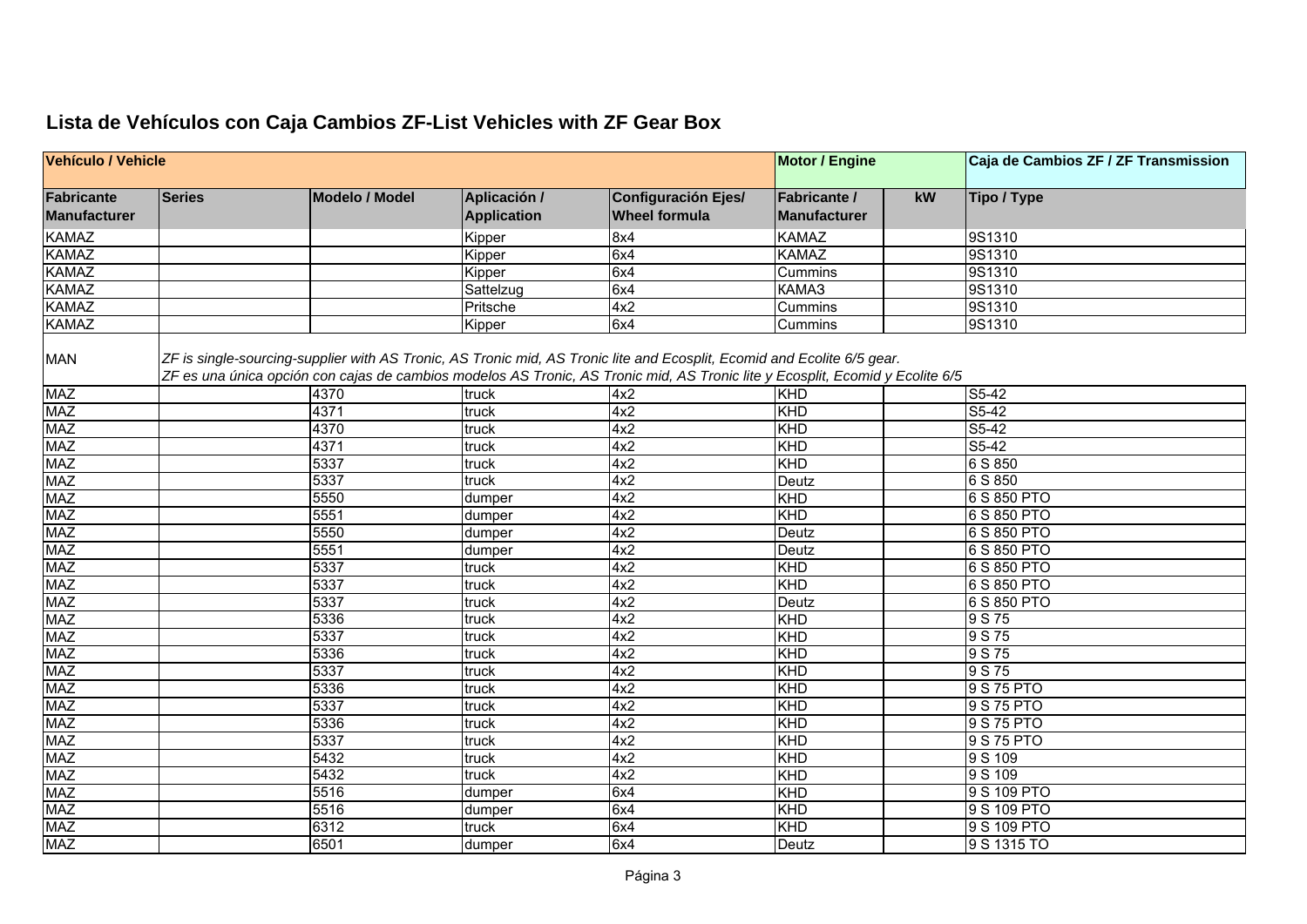## Lista de Vehículos con Caja Cambios ZF-List Vehicles with ZF Gear Box

| Vehículo / Vehicle | | | | | Motor / Engine | | Caja de Cambios ZF / ZF Transmission |
|---|---|---|---|---|---|---|---|
| Fabricante Manufacturer | Series | Modelo / Model | Aplicación / Application | Configuración Ejes/ Wheel formula | Fabricante / Manufacturer | kW | Tipo / Type |
| KAMAZ | | | Kipper | 8x4 | KAMAZ | | 9S1310 |
| KAMAZ | | | Kipper | 6x4 | KAMAZ | | 9S1310 |
| KAMAZ | | | Kipper | 6x4 | Cummins | | 9S1310 |
| KAMAZ | | | Sattelzug | 6x4 | KAMA3 | | 9S1310 |
| KAMAZ | | | Pritsche | 4x2 | Cummins | | 9S1310 |
| KAMAZ | | | Kipper | 6x4 | Cummins | | 9S1310 |
| MAN | *ZF is single-sourcing-supplier with AS Tronic, AS Tronic mid, AS Tronic lite and Ecosplit, Ecomid and Ecolite 6/5 gear. ZF es una única opción con cajas de cambios modelos AS Tronic, AS Tronic mid, AS Tronic lite y Ecosplit, Ecomid y Ecolite 6/5* | | | | | | |
| MAZ | | 4370 | truck | 4x2 | KHD | | S5-42 |
| MAZ | | 4371 | truck | 4x2 | KHD | | S5-42 |
| MAZ | | 4370 | truck | 4x2 | KHD | | S5-42 |
| MAZ | | 4371 | truck | 4x2 | KHD | | S5-42 |
| MAZ | | 5337 | truck | 4x2 | KHD | | 6 S 850 |
| MAZ | | 5337 | truck | 4x2 | Deutz | | 6 S 850 |
| MAZ | | 5550 | dumper | 4x2 | KHD | | 6 S 850 PTO |
| MAZ | | 5551 | dumper | 4x2 | KHD | | 6 S 850 PTO |
| MAZ | | 5550 | dumper | 4x2 | Deutz | | 6 S 850 PTO |
| MAZ | | 5551 | dumper | 4x2 | Deutz | | 6 S 850 PTO |
| MAZ | | 5337 | truck | 4x2 | KHD | | 6 S 850 PTO |
| MAZ | | 5337 | truck | 4x2 | KHD | | 6 S 850 PTO |
| MAZ | | 5337 | truck | 4x2 | Deutz | | 6 S 850 PTO |
| MAZ | | 5336 | truck | 4x2 | KHD | | 9 S 75 |
| MAZ | | 5337 | truck | 4x2 | KHD | | 9 S 75 |
| MAZ | | 5336 | truck | 4x2 | KHD | | 9 S 75 |
| MAZ | | 5337 | truck | 4x2 | KHD | | 9 S 75 |
| MAZ | | 5336 | truck | 4x2 | KHD | | 9 S 75 PTO |
| MAZ | | 5337 | truck | 4x2 | KHD | | 9 S 75 PTO |
| MAZ | | 5336 | truck | 4x2 | KHD | | 9 S 75 PTO |
| MAZ | | 5337 | truck | 4x2 | KHD | | 9 S 75 PTO |
| MAZ | | 5432 | truck | 4x2 | KHD | | 9 S 109 |
| MAZ | | 5432 | truck | 4x2 | KHD | | 9 S 109 |
| MAZ | | 5516 | dumper | 6x4 | KHD | | 9 S 109 PTO |
| MAZ | | 5516 | dumper | 6x4 | KHD | | 9 S 109 PTO |
| MAZ | | 6312 | truck | 6x4 | KHD | | 9 S 109 PTO |
| MAZ | | 6501 | dumper | 6x4 | Deutz | | 9 S 1315 TO |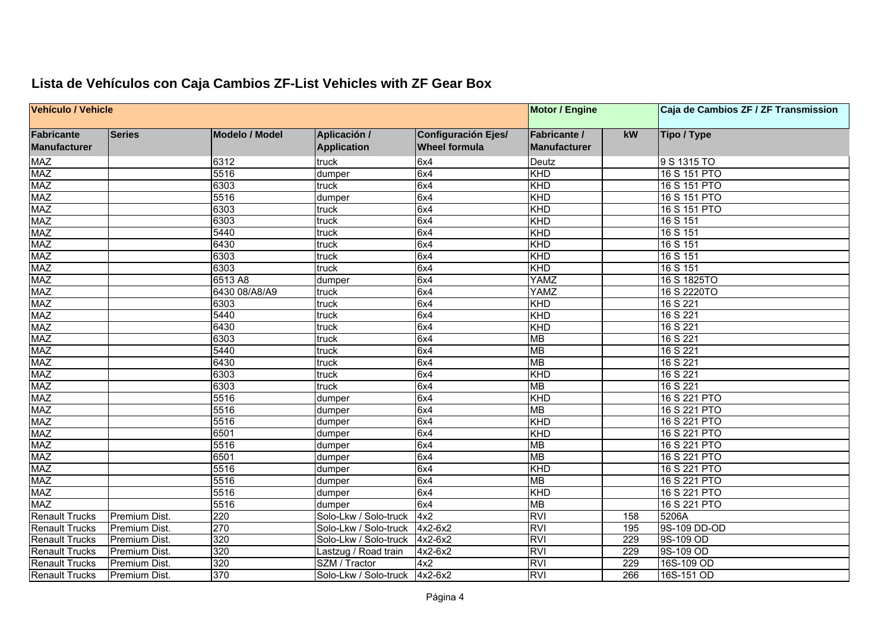## Lista de Vehículos con Caja Cambios ZF-List Vehicles with ZF Gear Box

| Vehículo / Vehicle | | | | | Motor / Engine | | Caja de Cambios ZF / ZF Transmission |
|---|---|---|---|---|---|---|---|
| Fabricante Manufacturer | Series | Modelo / Model | Aplicación / Application | Configuración Ejes/ Wheel formula | Fabricante / Manufacturer | kW | Tipo / Type |
| MAZ | | 6312 | truck | 6x4 | Deutz | | 9 S 1315 TO |
| MAZ | | 5516 | dumper | 6x4 | KHD | | 16 S 151 PTO |
| MAZ | | 6303 | truck | 6x4 | KHD | | 16 S 151 PTO |
| MAZ | | 5516 | dumper | 6x4 | KHD | | 16 S 151 PTO |
| MAZ | | 6303 | truck | 6x4 | KHD | | 16 S 151 PTO |
| MAZ | | 6303 | truck | 6x4 | KHD | | 16 S 151 |
| MAZ | | 5440 | truck | 6x4 | KHD | | 16 S 151 |
| MAZ | | 6430 | truck | 6x4 | KHD | | 16 S 151 |
| MAZ | | 6303 | truck | 6x4 | KHD | | 16 S 151 |
| MAZ | | 6303 | truck | 6x4 | KHD | | 16 S 151 |
| MAZ | | 6513 A8 | dumper | 6x4 | YAMZ | | 16 S 1825TO |
| MAZ | | 6430 08/A8/A9 | truck | 6x4 | YAMZ | | 16 S 2220TO |
| MAZ | | 6303 | truck | 6x4 | KHD | | 16 S 221 |
| MAZ | | 5440 | truck | 6x4 | KHD | | 16 S 221 |
| MAZ | | 6430 | truck | 6x4 | KHD | | 16 S 221 |
| MAZ | | 6303 | truck | 6x4 | MB | | 16 S 221 |
| MAZ | | 5440 | truck | 6x4 | MB | | 16 S 221 |
| MAZ | | 6430 | truck | 6x4 | MB | | 16 S 221 |
| MAZ | | 6303 | truck | 6x4 | KHD | | 16 S 221 |
| MAZ | | 6303 | truck | 6x4 | MB | | 16 S 221 |
| MAZ | | 5516 | dumper | 6x4 | KHD | | 16 S 221 PTO |
| MAZ | | 5516 | dumper | 6x4 | MB | | 16 S 221 PTO |
| MAZ | | 5516 | dumper | 6x4 | KHD | | 16 S 221 PTO |
| MAZ | | 6501 | dumper | 6x4 | KHD | | 16 S 221 PTO |
| MAZ | | 5516 | dumper | 6x4 | MB | | 16 S 221 PTO |
| MAZ | | 6501 | dumper | 6x4 | MB | | 16 S 221 PTO |
| MAZ | | 5516 | dumper | 6x4 | KHD | | 16 S 221 PTO |
| MAZ | | 5516 | dumper | 6x4 | MB | | 16 S 221 PTO |
| MAZ | | 5516 | dumper | 6x4 | KHD | | 16 S 221 PTO |
| MAZ | | 5516 | dumper | 6x4 | MB | | 16 S 221 PTO |
| Renault Trucks | Premium Dist. | 220 | Solo-Lkw / Solo-truck | 4x2 | RVI | 158 | 5206A |
| Renault Trucks | Premium Dist. | 270 | Solo-Lkw / Solo-truck | 4x2-6x2 | RVI | 195 | 9S-109 DD-OD |
| Renault Trucks | Premium Dist. | 320 | Solo-Lkw / Solo-truck | 4x2-6x2 | RVI | 229 | 9S-109 OD |
| Renault Trucks | Premium Dist. | 320 | Lastzug / Road train | 4x2-6x2 | RVI | 229 | 9S-109 OD |
| Renault Trucks | Premium Dist. | 320 | SZM / Tractor | 4x2 | RVI | 229 | 16S-109 OD |
| Renault Trucks | Premium Dist. | 370 | Solo-Lkw / Solo-truck | 4x2-6x2 | RVI | 266 | 16S-151 OD |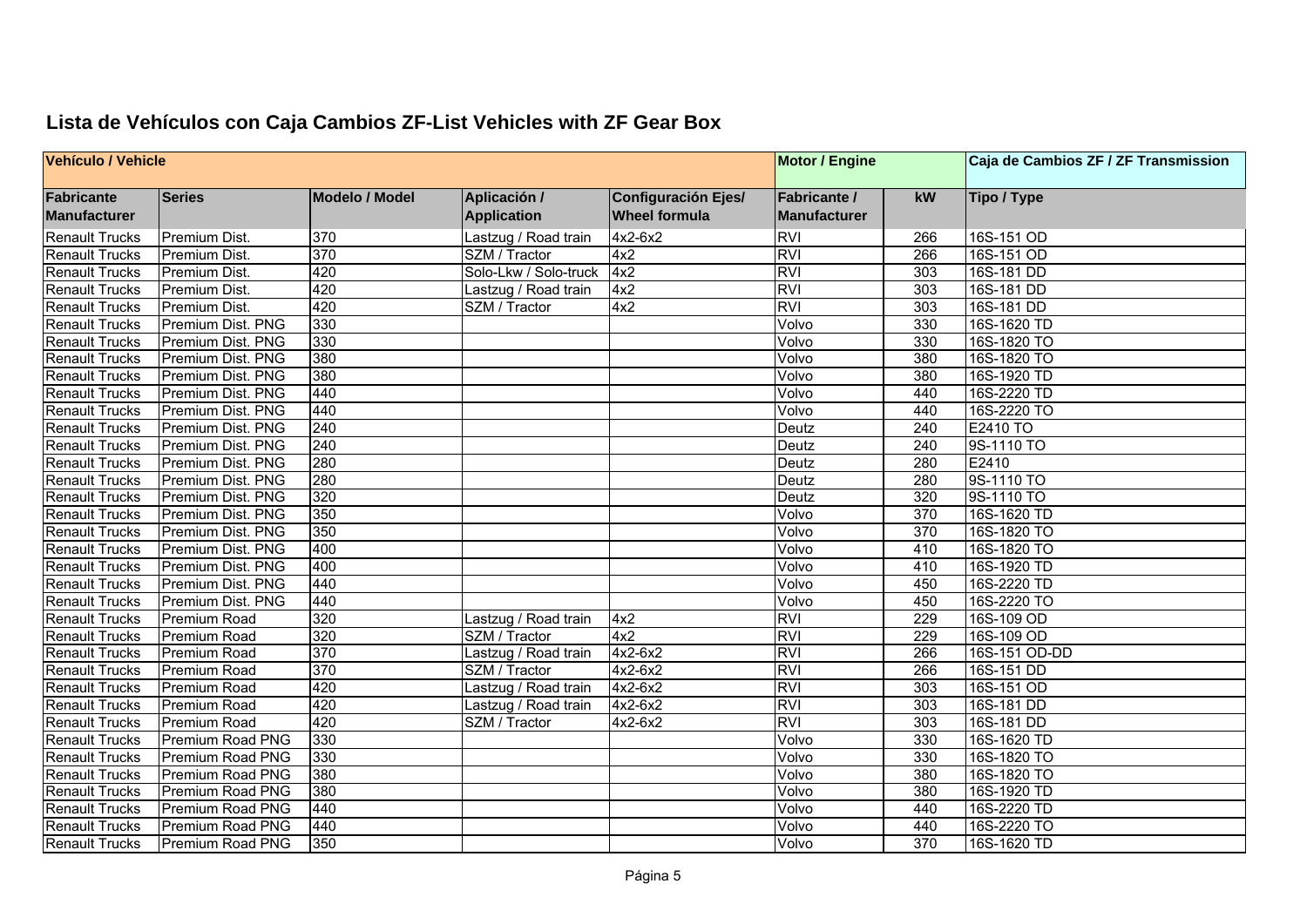## Lista de Vehículos con Caja Cambios ZF-List Vehicles with ZF Gear Box

| Vehículo / Vehicle | | | | | Motor / Engine | | Caja de Cambios ZF / ZF Transmission |
|---|---|---|---|---|---|---|---|
| Fabricante Manufacturer | Series | Modelo / Model | Aplicación / Application | Configuración Ejes/ Wheel formula | Fabricante / Manufacturer | kW | Tipo / Type |
| Renault Trucks | Premium Dist. | 370 | Lastzug / Road train | 4x2-6x2 | RVI | 266 | 16S-151 OD |
| Renault Trucks | Premium Dist. | 370 | SZM / Tractor | 4x2 | RVI | 266 | 16S-151 OD |
| Renault Trucks | Premium Dist. | 420 | Solo-Lkw / Solo-truck | 4x2 | RVI | 303 | 16S-181 DD |
| Renault Trucks | Premium Dist. | 420 | Lastzug / Road train | 4x2 | RVI | 303 | 16S-181 DD |
| Renault Trucks | Premium Dist. | 420 | SZM / Tractor | 4x2 | RVI | 303 | 16S-181 DD |
| Renault Trucks | Premium Dist. PNG | 330 | | | Volvo | 330 | 16S-1620 TD |
| Renault Trucks | Premium Dist. PNG | 330 | | | Volvo | 330 | 16S-1820 TO |
| Renault Trucks | Premium Dist. PNG | 380 | | | Volvo | 380 | 16S-1820 TO |
| Renault Trucks | Premium Dist. PNG | 380 | | | Volvo | 380 | 16S-1920 TD |
| Renault Trucks | Premium Dist. PNG | 440 | | | Volvo | 440 | 16S-2220 TD |
| Renault Trucks | Premium Dist. PNG | 440 | | | Volvo | 440 | 16S-2220 TO |
| Renault Trucks | Premium Dist. PNG | 240 | | | Deutz | 240 | E2410 TO |
| Renault Trucks | Premium Dist. PNG | 240 | | | Deutz | 240 | 9S-1110 TO |
| Renault Trucks | Premium Dist. PNG | 280 | | | Deutz | 280 | E2410 |
| Renault Trucks | Premium Dist. PNG | 280 | | | Deutz | 280 | 9S-1110 TO |
| Renault Trucks | Premium Dist. PNG | 320 | | | Deutz | 320 | 9S-1110 TO |
| Renault Trucks | Premium Dist. PNG | 350 | | | Volvo | 370 | 16S-1620 TD |
| Renault Trucks | Premium Dist. PNG | 350 | | | Volvo | 370 | 16S-1820 TO |
| Renault Trucks | Premium Dist. PNG | 400 | | | Volvo | 410 | 16S-1820 TO |
| Renault Trucks | Premium Dist. PNG | 400 | | | Volvo | 410 | 16S-1920 TD |
| Renault Trucks | Premium Dist. PNG | 440 | | | Volvo | 450 | 16S-2220 TD |
| Renault Trucks | Premium Dist. PNG | 440 | | | Volvo | 450 | 16S-2220 TO |
| Renault Trucks | Premium Road | 320 | Lastzug / Road train | 4x2 | RVI | 229 | 16S-109 OD |
| Renault Trucks | Premium Road | 320 | SZM / Tractor | 4x2 | RVI | 229 | 16S-109 OD |
| Renault Trucks | Premium Road | 370 | Lastzug / Road train | 4x2-6x2 | RVI | 266 | 16S-151 OD-DD |
| Renault Trucks | Premium Road | 370 | SZM / Tractor | 4x2-6x2 | RVI | 266 | 16S-151 DD |
| Renault Trucks | Premium Road | 420 | Lastzug / Road train | 4x2-6x2 | RVI | 303 | 16S-151 OD |
| Renault Trucks | Premium Road | 420 | Lastzug / Road train | 4x2-6x2 | RVI | 303 | 16S-181 DD |
| Renault Trucks | Premium Road | 420 | SZM / Tractor | 4x2-6x2 | RVI | 303 | 16S-181 DD |
| Renault Trucks | Premium Road PNG | 330 | | | Volvo | 330 | 16S-1620 TD |
| Renault Trucks | Premium Road PNG | 330 | | | Volvo | 330 | 16S-1820 TO |
| Renault Trucks | Premium Road PNG | 380 | | | Volvo | 380 | 16S-1820 TO |
| Renault Trucks | Premium Road PNG | 380 | | | Volvo | 380 | 16S-1920 TD |
| Renault Trucks | Premium Road PNG | 440 | | | Volvo | 440 | 16S-2220 TD |
| Renault Trucks | Premium Road PNG | 440 | | | Volvo | 440 | 16S-2220 TO |
| Renault Trucks | Premium Road PNG | 350 | | | Volvo | 370 | 16S-1620 TD |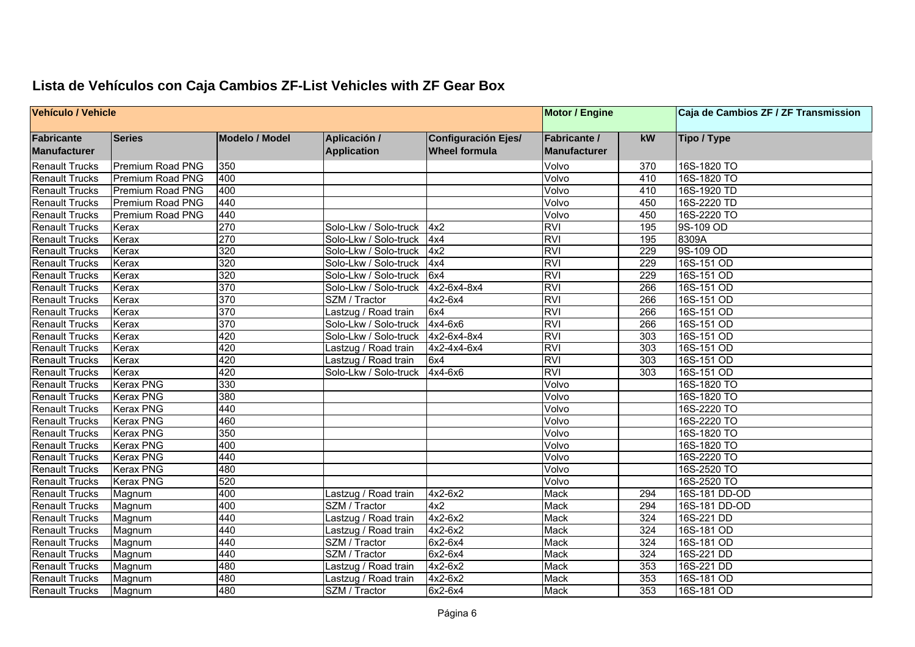## Lista de Vehículos con Caja Cambios ZF-List Vehicles with ZF Gear Box

| Vehículo / Vehicle | | | | | Motor / Engine | | Caja de Cambios ZF / ZF Transmission |
|---|---|---|---|---|---|---|---|
| **Fabricante Manufacturer** | **Series** | **Modelo / Model** | **Aplicación / Application** | **Configuración Ejes/ Wheel formula** | **Fabricante / Manufacturer** | **kW** | **Tipo / Type** |
| Renault Trucks | Premium Road PNG | 350 | | | Volvo | 370 | 16S-1820 TO |
| Renault Trucks | Premium Road PNG | 400 | | | Volvo | 410 | 16S-1820 TO |
| Renault Trucks | Premium Road PNG | 400 | | | Volvo | 410 | 16S-1920 TD |
| Renault Trucks | Premium Road PNG | 440 | | | Volvo | 450 | 16S-2220 TD |
| Renault Trucks | Premium Road PNG | 440 | | | Volvo | 450 | 16S-2220 TO |
| Renault Trucks | Kerax | 270 | Solo-Lkw / Solo-truck | 4x2 | RVI | 195 | 9S-109 OD |
| Renault Trucks | Kerax | 270 | Solo-Lkw / Solo-truck | 4x4 | RVI | 195 | 8309A |
| Renault Trucks | Kerax | 320 | Solo-Lkw / Solo-truck | 4x2 | RVI | 229 | 9S-109 OD |
| Renault Trucks | Kerax | 320 | Solo-Lkw / Solo-truck | 4x4 | RVI | 229 | 16S-151 OD |
| Renault Trucks | Kerax | 320 | Solo-Lkw / Solo-truck | 6x4 | RVI | 229 | 16S-151 OD |
| Renault Trucks | Kerax | 370 | Solo-Lkw / Solo-truck | 4x2-6x4-8x4 | RVI | 266 | 16S-151 OD |
| Renault Trucks | Kerax | 370 | SZM / Tractor | 4x2-6x4 | RVI | 266 | 16S-151 OD |
| Renault Trucks | Kerax | 370 | Lastzug / Road train | 6x4 | RVI | 266 | 16S-151 OD |
| Renault Trucks | Kerax | 370 | Solo-Lkw / Solo-truck | 4x4-6x6 | RVI | 266 | 16S-151 OD |
| Renault Trucks | Kerax | 420 | Solo-Lkw / Solo-truck | 4x2-6x4-8x4 | RVI | 303 | 16S-151 OD |
| Renault Trucks | Kerax | 420 | Lastzug / Road train | 4x2-4x4-6x4 | RVI | 303 | 16S-151 OD |
| Renault Trucks | Kerax | 420 | Lastzug / Road train | 6x4 | RVI | 303 | 16S-151 OD |
| Renault Trucks | Kerax | 420 | Solo-Lkw / Solo-truck | 4x4-6x6 | RVI | 303 | 16S-151 OD |
| Renault Trucks | Kerax PNG | 330 | | | Volvo | | 16S-1820 TO |
| Renault Trucks | Kerax PNG | 380 | | | Volvo | | 16S-1820 TO |
| Renault Trucks | Kerax PNG | 440 | | | Volvo | | 16S-2220 TO |
| Renault Trucks | Kerax PNG | 460 | | | Volvo | | 16S-2220 TO |
| Renault Trucks | Kerax PNG | 350 | | | Volvo | | 16S-1820 TO |
| Renault Trucks | Kerax PNG | 400 | | | Volvo | | 16S-1820 TO |
| Renault Trucks | Kerax PNG | 440 | | | Volvo | | 16S-2220 TO |
| Renault Trucks | Kerax PNG | 480 | | | Volvo | | 16S-2520 TO |
| Renault Trucks | Kerax PNG | 520 | | | Volvo | | 16S-2520 TO |
| Renault Trucks | Magnum | 400 | Lastzug / Road train | 4x2-6x2 | Mack | 294 | 16S-181 DD-OD |
| Renault Trucks | Magnum | 400 | SZM / Tractor | 4x2 | Mack | 294 | 16S-181 DD-OD |
| Renault Trucks | Magnum | 440 | Lastzug / Road train | 4x2-6x2 | Mack | 324 | 16S-221 DD |
| Renault Trucks | Magnum | 440 | Lastzug / Road train | 4x2-6x2 | Mack | 324 | 16S-181 OD |
| Renault Trucks | Magnum | 440 | SZM / Tractor | 6x2-6x4 | Mack | 324 | 16S-181 OD |
| Renault Trucks | Magnum | 440 | SZM / Tractor | 6x2-6x4 | Mack | 324 | 16S-221 DD |
| Renault Trucks | Magnum | 480 | Lastzug / Road train | 4x2-6x2 | Mack | 353 | 16S-221 DD |
| Renault Trucks | Magnum | 480 | Lastzug / Road train | 4x2-6x2 | Mack | 353 | 16S-181 OD |
| Renault Trucks | Magnum | 480 | SZM / Tractor | 6x2-6x4 | Mack | 353 | 16S-181 OD |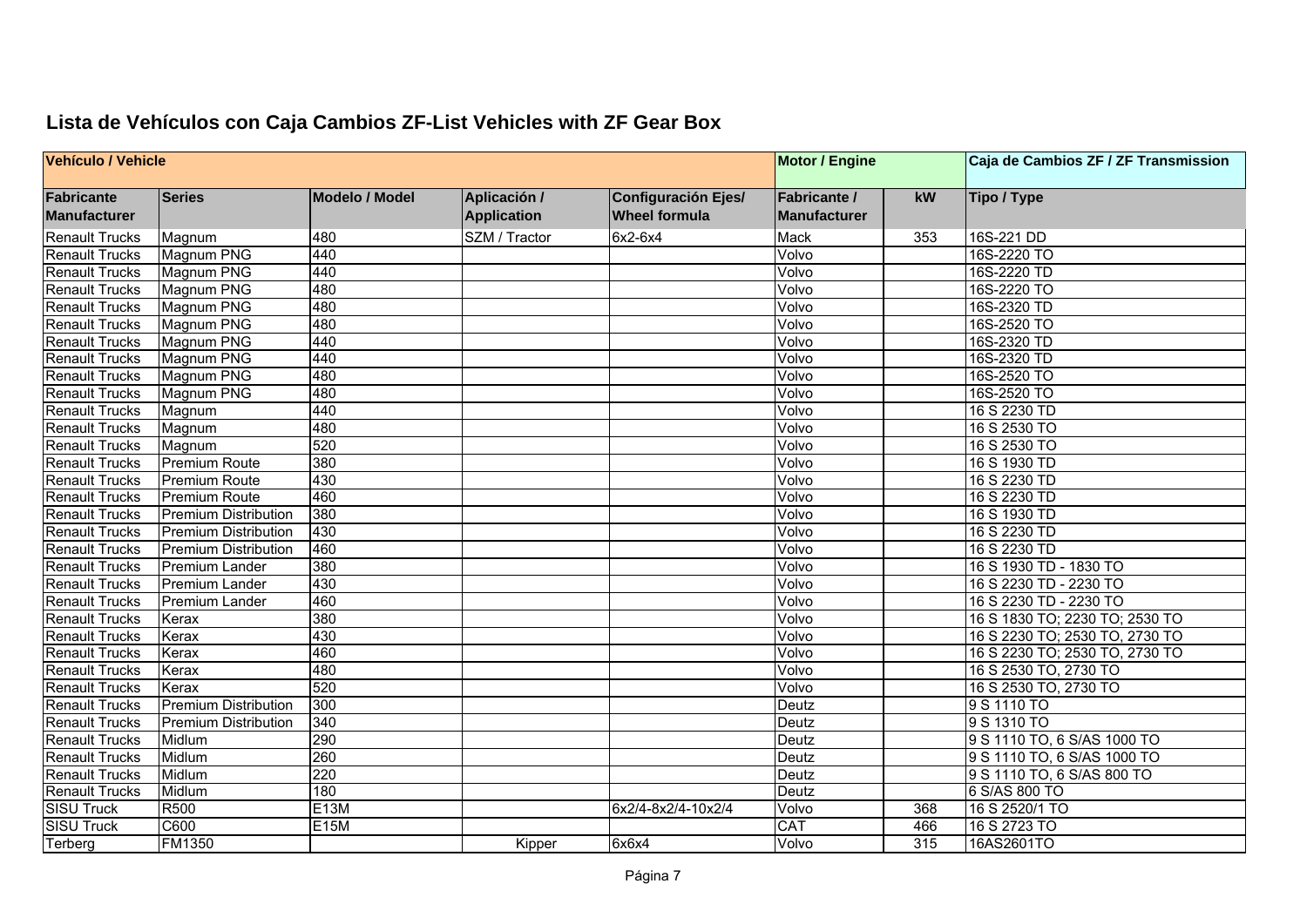## Lista de Vehículos con Caja Cambios ZF-List Vehicles with ZF Gear Box

| Vehículo / Vehicle | | | | | Motor / Engine | | Caja de Cambios ZF / ZF Transmission |
|---|---|---|---|---|---|---|---|
| Fabricante Manufacturer | Series | Modelo / Model | Aplicación / Application | Configuración Ejes/ Wheel formula | Fabricante / Manufacturer | kW | Tipo / Type |
| Renault Trucks | Magnum | 480 | SZM / Tractor | 6x2-6x4 | Mack | 353 | 16S-221 DD |
| Renault Trucks | Magnum PNG | 440 | | | Volvo | | 16S-2220 TO |
| Renault Trucks | Magnum PNG | 440 | | | Volvo | | 16S-2220 TD |
| Renault Trucks | Magnum PNG | 480 | | | Volvo | | 16S-2220 TO |
| Renault Trucks | Magnum PNG | 480 | | | Volvo | | 16S-2320 TD |
| Renault Trucks | Magnum PNG | 480 | | | Volvo | | 16S-2520 TO |
| Renault Trucks | Magnum PNG | 440 | | | Volvo | | 16S-2320 TD |
| Renault Trucks | Magnum PNG | 440 | | | Volvo | | 16S-2320 TD |
| Renault Trucks | Magnum PNG | 480 | | | Volvo | | 16S-2520 TO |
| Renault Trucks | Magnum PNG | 480 | | | Volvo | | 16S-2520 TO |
| Renault Trucks | Magnum | 440 | | | Volvo | | 16 S 2230 TD |
| Renault Trucks | Magnum | 480 | | | Volvo | | 16 S 2530 TO |
| Renault Trucks | Magnum | 520 | | | Volvo | | 16 S 2530 TO |
| Renault Trucks | Premium Route | 380 | | | Volvo | | 16 S 1930 TD |
| Renault Trucks | Premium Route | 430 | | | Volvo | | 16 S 2230 TD |
| Renault Trucks | Premium Route | 460 | | | Volvo | | 16 S 2230 TD |
| Renault Trucks | Premium Distribution | 380 | | | Volvo | | 16 S 1930 TD |
| Renault Trucks | Premium Distribution | 430 | | | Volvo | | 16 S 2230 TD |
| Renault Trucks | Premium Distribution | 460 | | | Volvo | | 16 S 2230 TD |
| Renault Trucks | Premium Lander | 380 | | | Volvo | | 16 S 1930 TD - 1830 TO |
| Renault Trucks | Premium Lander | 430 | | | Volvo | | 16 S 2230 TD - 2230 TO |
| Renault Trucks | Premium Lander | 460 | | | Volvo | | 16 S 2230 TD - 2230 TO |
| Renault Trucks | Kerax | 380 | | | Volvo | | 16 S 1830 TO; 2230 TO; 2530 TO |
| Renault Trucks | Kerax | 430 | | | Volvo | | 16 S 2230 TO; 2530 TO, 2730 TO |
| Renault Trucks | Kerax | 460 | | | Volvo | | 16 S 2230 TO; 2530 TO, 2730 TO |
| Renault Trucks | Kerax | 480 | | | Volvo | | 16 S 2530 TO, 2730 TO |
| Renault Trucks | Kerax | 520 | | | Volvo | | 16 S 2530 TO, 2730 TO |
| Renault Trucks | Premium Distribution | 300 | | | Deutz | | 9 S 1110 TO |
| Renault Trucks | Premium Distribution | 340 | | | Deutz | | 9 S 1310 TO |
| Renault Trucks | Midlum | 290 | | | Deutz | | 9 S 1110 TO, 6 S/AS 1000 TO |
| Renault Trucks | Midlum | 260 | | | Deutz | | 9 S 1110 TO, 6 S/AS 1000 TO |
| Renault Trucks | Midlum | 220 | | | Deutz | | 9 S 1110 TO, 6 S/AS 800 TO |
| Renault Trucks | Midlum | 180 | | | Deutz | | 6 S/AS 800 TO |
| SISU Truck | R500 | E13M | | 6x2/4-8x2/4-10x2/4 | Volvo | 368 | 16 S 2520/1 TO |
| SISU Truck | C600 | E15M | | | CAT | 466 | 16 S 2723 TO |
| Terberg | FM1350 | | Kipper | 6x6x4 | Volvo | 315 | 16AS2601TO |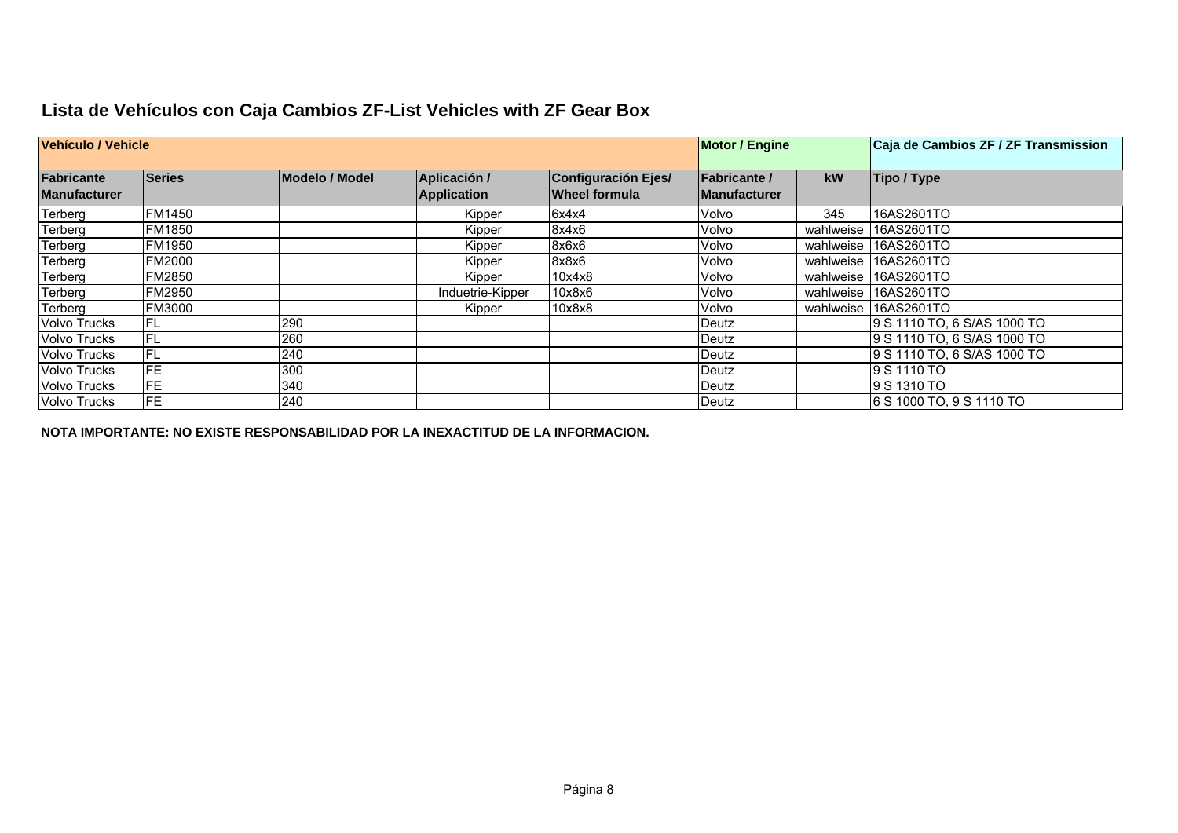## Lista de Vehículos con Caja Cambios ZF-List Vehicles with ZF Gear Box

| Vehículo / Vehicle | | | | | Motor / Engine | | Caja de Cambios ZF / ZF Transmission |
|---|---|---|---|---|---|---|---|
| **Fabricante Manufacturer** | **Series** | **Modelo / Model** | **Aplicación / Application** | **Configuración Ejes/ Wheel formula** | **Fabricante / Manufacturer** | **kW** | **Tipo / Type** |
| Terberg | FM1450 | | Kipper | 6x4x4 | Volvo | 345 | 16AS2601TO |
| Terberg | FM1850 | | Kipper | 8x4x6 | Volvo | wahlweise | 16AS2601TO |
| Terberg | FM1950 | | Kipper | 8x6x6 | Volvo | wahlweise | 16AS2601TO |
| Terberg | FM2000 | | Kipper | 8x8x6 | Volvo | wahlweise | 16AS2601TO |
| Terberg | FM2850 | | Kipper | 10x4x8 | Volvo | wahlweise | 16AS2601TO |
| Terberg | FM2950 | | Induetrie-Kipper | 10x8x6 | Volvo | wahlweise | 16AS2601TO |
| Terberg | FM3000 | | Kipper | 10x8x8 | Volvo | wahlweise | 16AS2601TO |
| Volvo Trucks | FL | 290 | | | Deutz | | 9 S 1110 TO, 6 S/AS 1000 TO |
| Volvo Trucks | FL | 260 | | | Deutz | | 9 S 1110 TO, 6 S/AS 1000 TO |
| Volvo Trucks | FL | 240 | | | Deutz | | 9 S 1110 TO, 6 S/AS 1000 TO |
| Volvo Trucks | FE | 300 | | | Deutz | | 9 S 1110 TO |
| Volvo Trucks | FE | 340 | | | Deutz | | 9 S 1310 TO |
| Volvo Trucks | FE | 240 | | | Deutz | | 6 S 1000 TO, 9 S 1110 TO |

**NOTA IMPORTANTE: NO EXISTE RESPONSABILIDAD POR LA INEXACTITUD DE LA INFORMACION.**